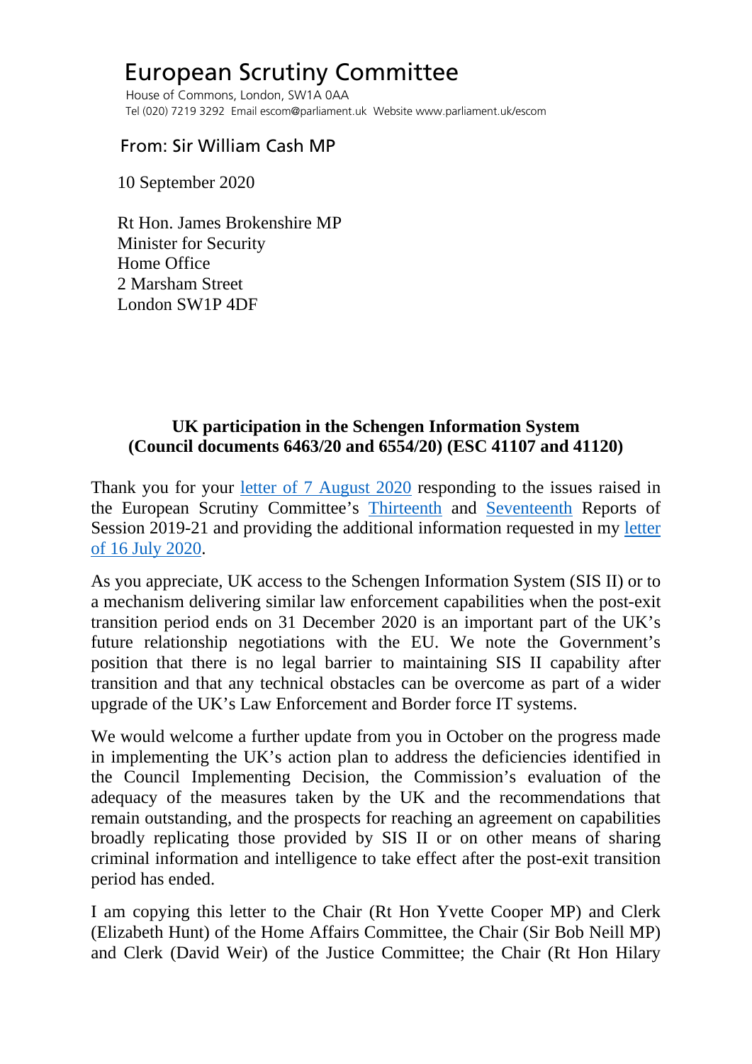# European Scrutiny Committee

House of Commons, London, SW1A 0AA
Tel (020) 7219 3292 Email escom@parliament.uk Website www.parliament.uk/escom

From: Sir William Cash MP

10 September 2020

Rt Hon. James Brokenshire MP
Minister for Security
Home Office
2 Marsham Street
London SW1P 4DF

**UK participation in the Schengen Information System**
**(Council documents 6463/20 and 6554/20) (ESC 41107 and 41120)**

Thank you for your letter of 7 August 2020 responding to the issues raised in the European Scrutiny Committee's Thirteenth and Seventeenth Reports of Session 2019-21 and providing the additional information requested in my letter of 16 July 2020.

As you appreciate, UK access to the Schengen Information System (SIS II) or to a mechanism delivering similar law enforcement capabilities when the post-exit transition period ends on 31 December 2020 is an important part of the UK's future relationship negotiations with the EU. We note the Government's position that there is no legal barrier to maintaining SIS II capability after transition and that any technical obstacles can be overcome as part of a wider upgrade of the UK's Law Enforcement and Border force IT systems.

We would welcome a further update from you in October on the progress made in implementing the UK's action plan to address the deficiencies identified in the Council Implementing Decision, the Commission's evaluation of the adequacy of the measures taken by the UK and the recommendations that remain outstanding, and the prospects for reaching an agreement on capabilities broadly replicating those provided by SIS II or on other means of sharing criminal information and intelligence to take effect after the post-exit transition period has ended.

I am copying this letter to the Chair (Rt Hon Yvette Cooper MP) and Clerk (Elizabeth Hunt) of the Home Affairs Committee, the Chair (Sir Bob Neill MP) and Clerk (David Weir) of the Justice Committee; the Chair (Rt Hon Hilary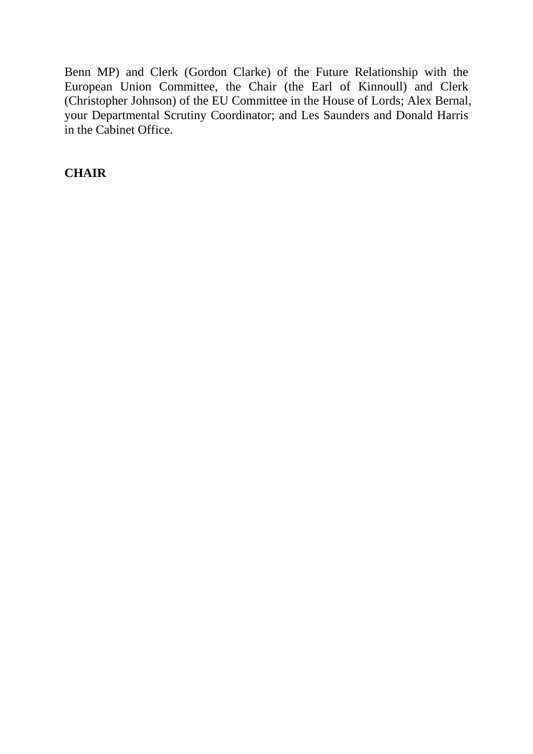Benn MP) and Clerk (Gordon Clarke) of the Future Relationship with the European Union Committee, the Chair (the Earl of Kinnoull) and Clerk (Christopher Johnson) of the EU Committee in the House of Lords; Alex Bernal, your Departmental Scrutiny Coordinator; and Les Saunders and Donald Harris in the Cabinet Office.

**CHAIR**